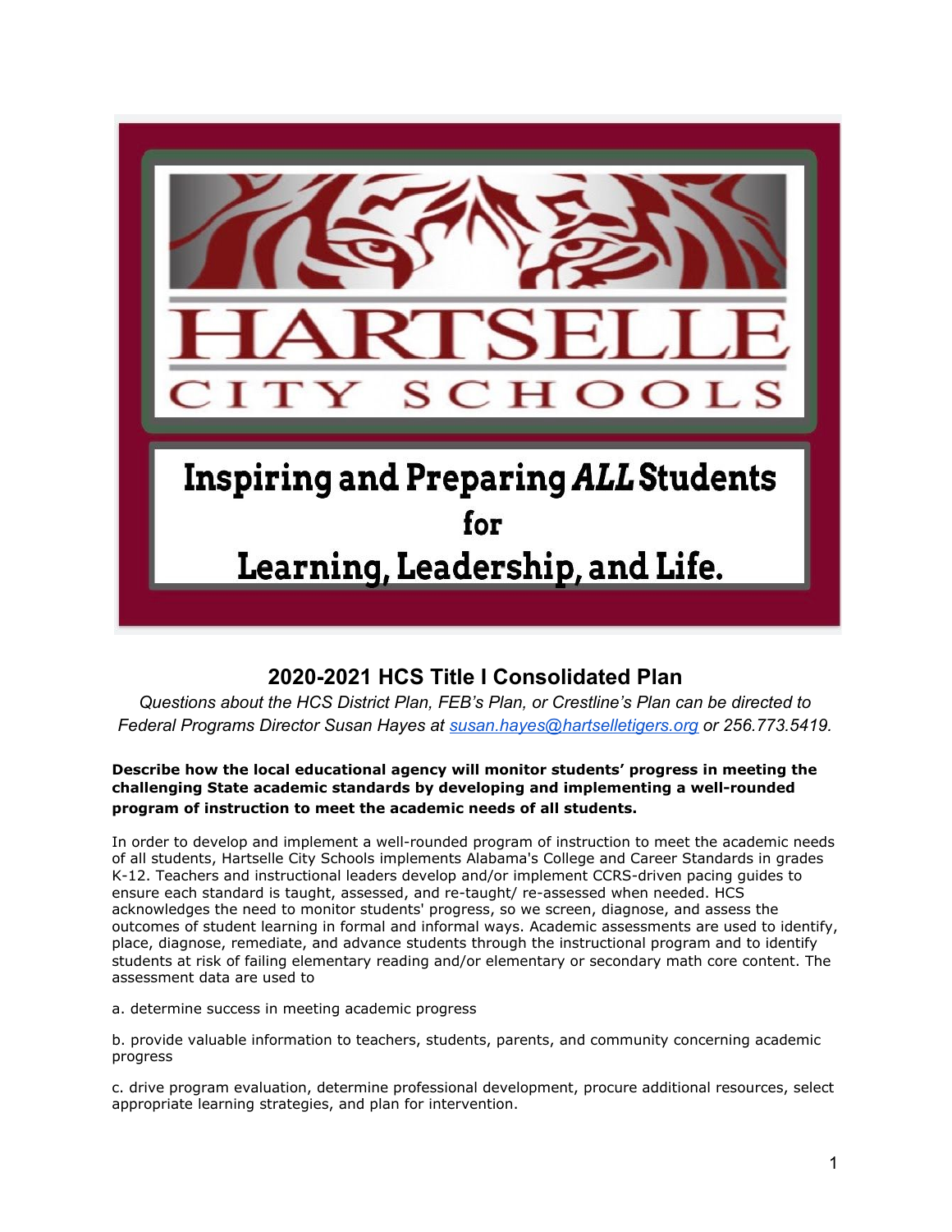# HARTSELLE CITY SCHOOLS

**Inspiring and Preparing *ALL* Students for Learning, Leadership, and Life.**

## 2020-2021 HCS Title I Consolidated Plan

*Questions about the HCS District Plan, FEB's Plan, or Crestline's Plan can be directed to Federal Programs Director Susan Hayes at [susan.hayes@hartselletigers.org](mailto:susan.hayes@hartselletigers.org) or 256.773.5419.*

**Describe how the local educational agency will monitor students' progress in meeting the challenging State academic standards by developing and implementing a well-rounded program of instruction to meet the academic needs of all students.**

In order to develop and implement a well-rounded program of instruction to meet the academic needs of all students, Hartselle City Schools implements Alabama's College and Career Standards in grades K-12. Teachers and instructional leaders develop and/or implement CCRS-driven pacing guides to ensure each standard is taught, assessed, and re-taught/ re-assessed when needed. HCS acknowledges the need to monitor students' progress, so we screen, diagnose, and assess the outcomes of student learning in formal and informal ways. Academic assessments are used to identify, place, diagnose, remediate, and advance students through the instructional program and to identify students at risk of failing elementary reading and/or elementary or secondary math core content. The assessment data are used to

a. determine success in meeting academic progress

b. provide valuable information to teachers, students, parents, and community concerning academic progress

c. drive program evaluation, determine professional development, procure additional resources, select appropriate learning strategies, and plan for intervention.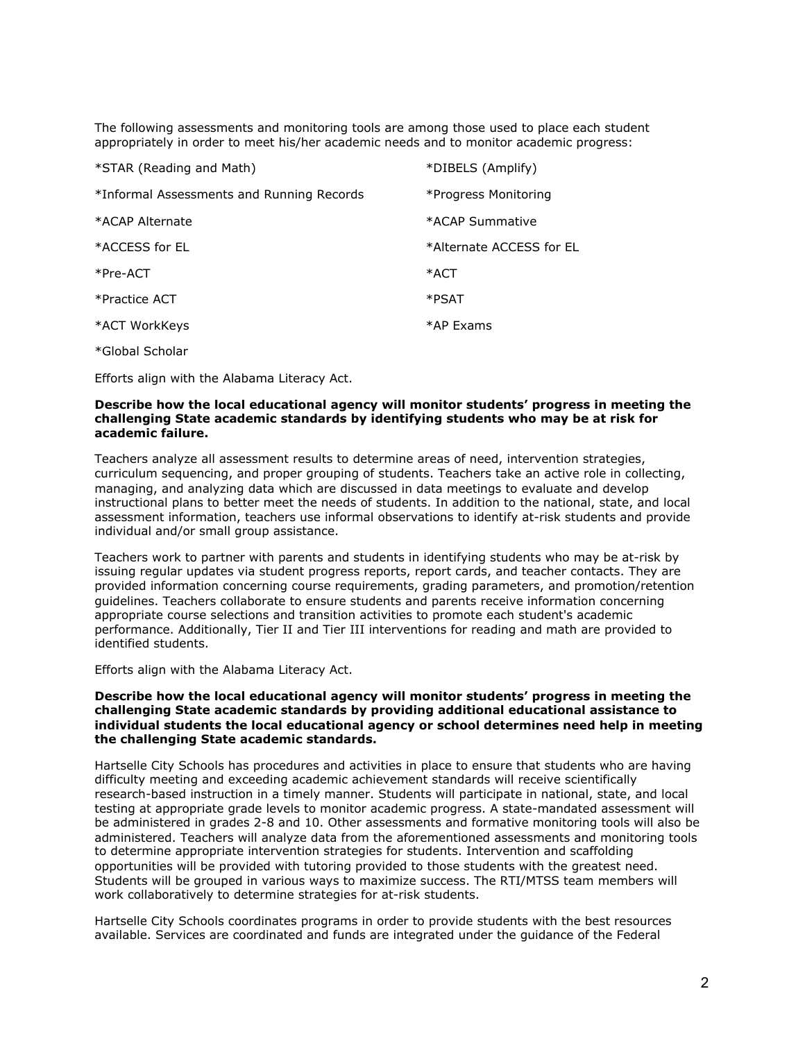The following assessments and monitoring tools are among those used to place each student appropriately in order to meet his/her academic needs and to monitor academic progress:

*STAR (Reading and Math)

*DIBELS (Amplify)

*Informal Assessments and Running Records

*Progress Monitoring

*ACAP Alternate

*ACAP Summative

*ACCESS for EL

*Alternate ACCESS for EL

*Pre-ACT

*ACT

*Practice ACT

*PSAT

*ACT WorkKeys

*AP Exams

*Global Scholar

Efforts align with the Alabama Literacy Act.

**Describe how the local educational agency will monitor students' progress in meeting the challenging State academic standards by identifying students who may be at risk for academic failure.**

Teachers analyze all assessment results to determine areas of need, intervention strategies, curriculum sequencing, and proper grouping of students. Teachers take an active role in collecting, managing, and analyzing data which are discussed in data meetings to evaluate and develop instructional plans to better meet the needs of students. In addition to the national, state, and local assessment information, teachers use informal observations to identify at-risk students and provide individual and/or small group assistance.

Teachers work to partner with parents and students in identifying students who may be at-risk by issuing regular updates via student progress reports, report cards, and teacher contacts. They are provided information concerning course requirements, grading parameters, and promotion/retention guidelines. Teachers collaborate to ensure students and parents receive information concerning appropriate course selections and transition activities to promote each student's academic performance. Additionally, Tier II and Tier III interventions for reading and math are provided to identified students.

Efforts align with the Alabama Literacy Act.

**Describe how the local educational agency will monitor students' progress in meeting the challenging State academic standards by providing additional educational assistance to individual students the local educational agency or school determines need help in meeting the challenging State academic standards.**

Hartselle City Schools has procedures and activities in place to ensure that students who are having difficulty meeting and exceeding academic achievement standards will receive scientifically research-based instruction in a timely manner. Students will participate in national, state, and local testing at appropriate grade levels to monitor academic progress. A state-mandated assessment will be administered in grades 2-8 and 10. Other assessments and formative monitoring tools will also be administered. Teachers will analyze data from the aforementioned assessments and monitoring tools to determine appropriate intervention strategies for students. Intervention and scaffolding opportunities will be provided with tutoring provided to those students with the greatest need. Students will be grouped in various ways to maximize success. The RTI/MTSS team members will work collaboratively to determine strategies for at-risk students.

Hartselle City Schools coordinates programs in order to provide students with the best resources available. Services are coordinated and funds are integrated under the guidance of the Federal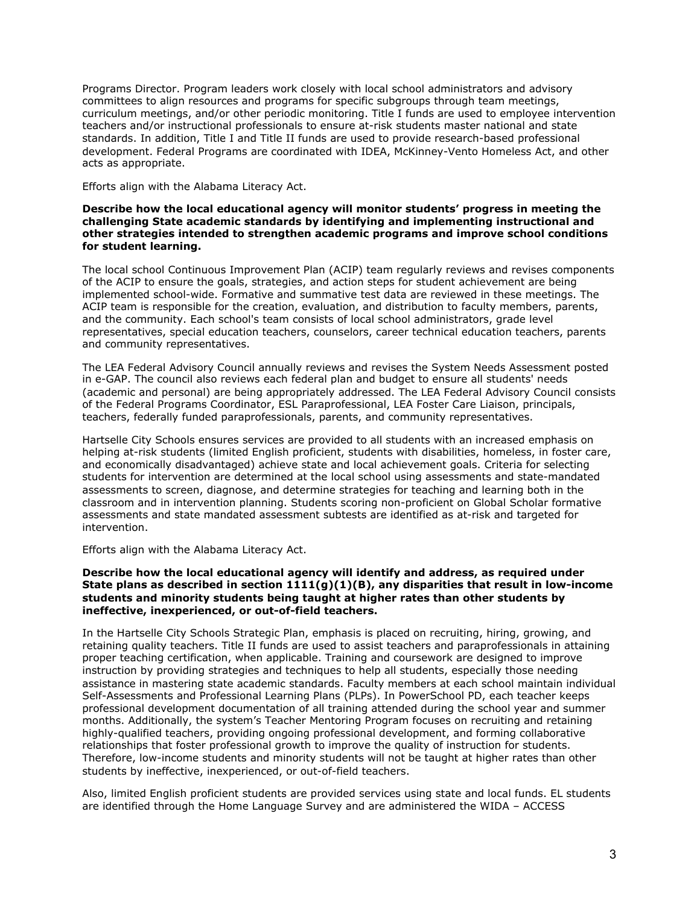Programs Director. Program leaders work closely with local school administrators and advisory committees to align resources and programs for specific subgroups through team meetings, curriculum meetings, and/or other periodic monitoring. Title I funds are used to employee intervention teachers and/or instructional professionals to ensure at-risk students master national and state standards. In addition, Title I and Title II funds are used to provide research-based professional development. Federal Programs are coordinated with IDEA, McKinney-Vento Homeless Act, and other acts as appropriate.

Efforts align with the Alabama Literacy Act.

**Describe how the local educational agency will monitor students' progress in meeting the challenging State academic standards by identifying and implementing instructional and other strategies intended to strengthen academic programs and improve school conditions for student learning.**

The local school Continuous Improvement Plan (ACIP) team regularly reviews and revises components of the ACIP to ensure the goals, strategies, and action steps for student achievement are being implemented school-wide. Formative and summative test data are reviewed in these meetings. The ACIP team is responsible for the creation, evaluation, and distribution to faculty members, parents, and the community. Each school's team consists of local school administrators, grade level representatives, special education teachers, counselors, career technical education teachers, parents and community representatives.

The LEA Federal Advisory Council annually reviews and revises the System Needs Assessment posted in e-GAP. The council also reviews each federal plan and budget to ensure all students' needs (academic and personal) are being appropriately addressed. The LEA Federal Advisory Council consists of the Federal Programs Coordinator, ESL Paraprofessional, LEA Foster Care Liaison, principals, teachers, federally funded paraprofessionals, parents, and community representatives.

Hartselle City Schools ensures services are provided to all students with an increased emphasis on helping at-risk students (limited English proficient, students with disabilities, homeless, in foster care, and economically disadvantaged) achieve state and local achievement goals. Criteria for selecting students for intervention are determined at the local school using assessments and state-mandated assessments to screen, diagnose, and determine strategies for teaching and learning both in the classroom and in intervention planning. Students scoring non-proficient on Global Scholar formative assessments and state mandated assessment subtests are identified as at-risk and targeted for intervention.

Efforts align with the Alabama Literacy Act.

**Describe how the local educational agency will identify and address, as required under State plans as described in section 1111(g)(1)(B), any disparities that result in low-income students and minority students being taught at higher rates than other students by ineffective, inexperienced, or out-of-field teachers.**

In the Hartselle City Schools Strategic Plan, emphasis is placed on recruiting, hiring, growing, and retaining quality teachers. Title II funds are used to assist teachers and paraprofessionals in attaining proper teaching certification, when applicable. Training and coursework are designed to improve instruction by providing strategies and techniques to help all students, especially those needing assistance in mastering state academic standards. Faculty members at each school maintain individual Self-Assessments and Professional Learning Plans (PLPs). In PowerSchool PD, each teacher keeps professional development documentation of all training attended during the school year and summer months. Additionally, the system's Teacher Mentoring Program focuses on recruiting and retaining highly-qualified teachers, providing ongoing professional development, and forming collaborative relationships that foster professional growth to improve the quality of instruction for students. Therefore, low-income students and minority students will not be taught at higher rates than other students by ineffective, inexperienced, or out-of-field teachers.

Also, limited English proficient students are provided services using state and local funds. EL students are identified through the Home Language Survey and are administered the WIDA – ACCESS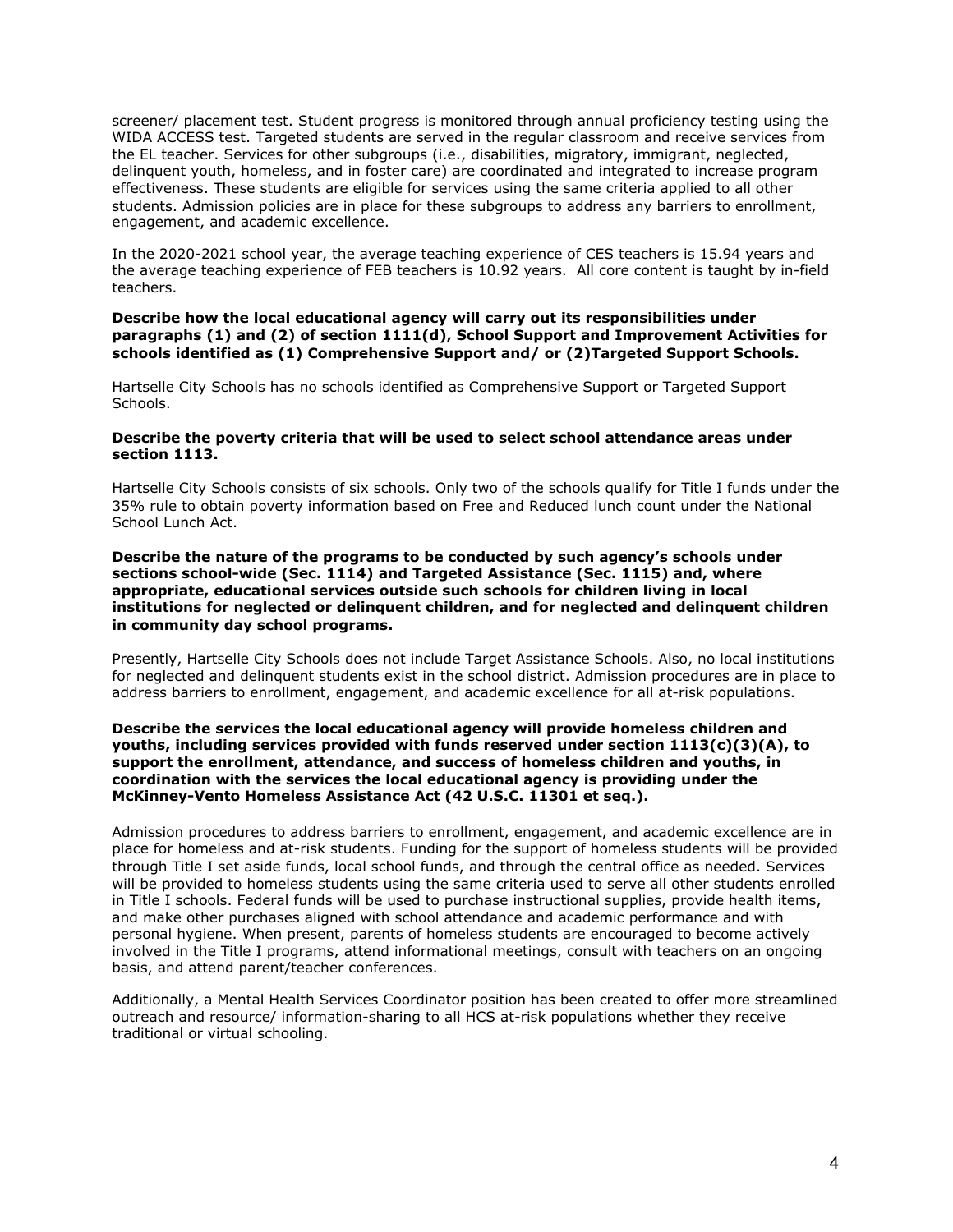screener/ placement test. Student progress is monitored through annual proficiency testing using the WIDA ACCESS test. Targeted students are served in the regular classroom and receive services from the EL teacher. Services for other subgroups (i.e., disabilities, migratory, immigrant, neglected, delinquent youth, homeless, and in foster care) are coordinated and integrated to increase program effectiveness. These students are eligible for services using the same criteria applied to all other students. Admission policies are in place for these subgroups to address any barriers to enrollment, engagement, and academic excellence.

In the 2020-2021 school year, the average teaching experience of CES teachers is 15.94 years and the average teaching experience of FEB teachers is 10.92 years. All core content is taught by in-field teachers.

**Describe how the local educational agency will carry out its responsibilities under paragraphs (1) and (2) of section 1111(d), School Support and Improvement Activities for schools identified as (1) Comprehensive Support and/ or (2)Targeted Support Schools.**

Hartselle City Schools has no schools identified as Comprehensive Support or Targeted Support Schools.

**Describe the poverty criteria that will be used to select school attendance areas under section 1113.**

Hartselle City Schools consists of six schools. Only two of the schools qualify for Title I funds under the 35% rule to obtain poverty information based on Free and Reduced lunch count under the National School Lunch Act.

**Describe the nature of the programs to be conducted by such agency's schools under sections school-wide (Sec. 1114) and Targeted Assistance (Sec. 1115) and, where appropriate, educational services outside such schools for children living in local institutions for neglected or delinquent children, and for neglected and delinquent children in community day school programs.**

Presently, Hartselle City Schools does not include Target Assistance Schools. Also, no local institutions for neglected and delinquent students exist in the school district. Admission procedures are in place to address barriers to enrollment, engagement, and academic excellence for all at-risk populations.

**Describe the services the local educational agency will provide homeless children and youths, including services provided with funds reserved under section 1113(c)(3)(A), to support the enrollment, attendance, and success of homeless children and youths, in coordination with the services the local educational agency is providing under the McKinney-Vento Homeless Assistance Act (42 U.S.C. 11301 et seq.).**

Admission procedures to address barriers to enrollment, engagement, and academic excellence are in place for homeless and at-risk students. Funding for the support of homeless students will be provided through Title I set aside funds, local school funds, and through the central office as needed. Services will be provided to homeless students using the same criteria used to serve all other students enrolled in Title I schools. Federal funds will be used to purchase instructional supplies, provide health items, and make other purchases aligned with school attendance and academic performance and with personal hygiene. When present, parents of homeless students are encouraged to become actively involved in the Title I programs, attend informational meetings, consult with teachers on an ongoing basis, and attend parent/teacher conferences.

Additionally, a Mental Health Services Coordinator position has been created to offer more streamlined outreach and resource/ information-sharing to all HCS at-risk populations whether they receive traditional or virtual schooling.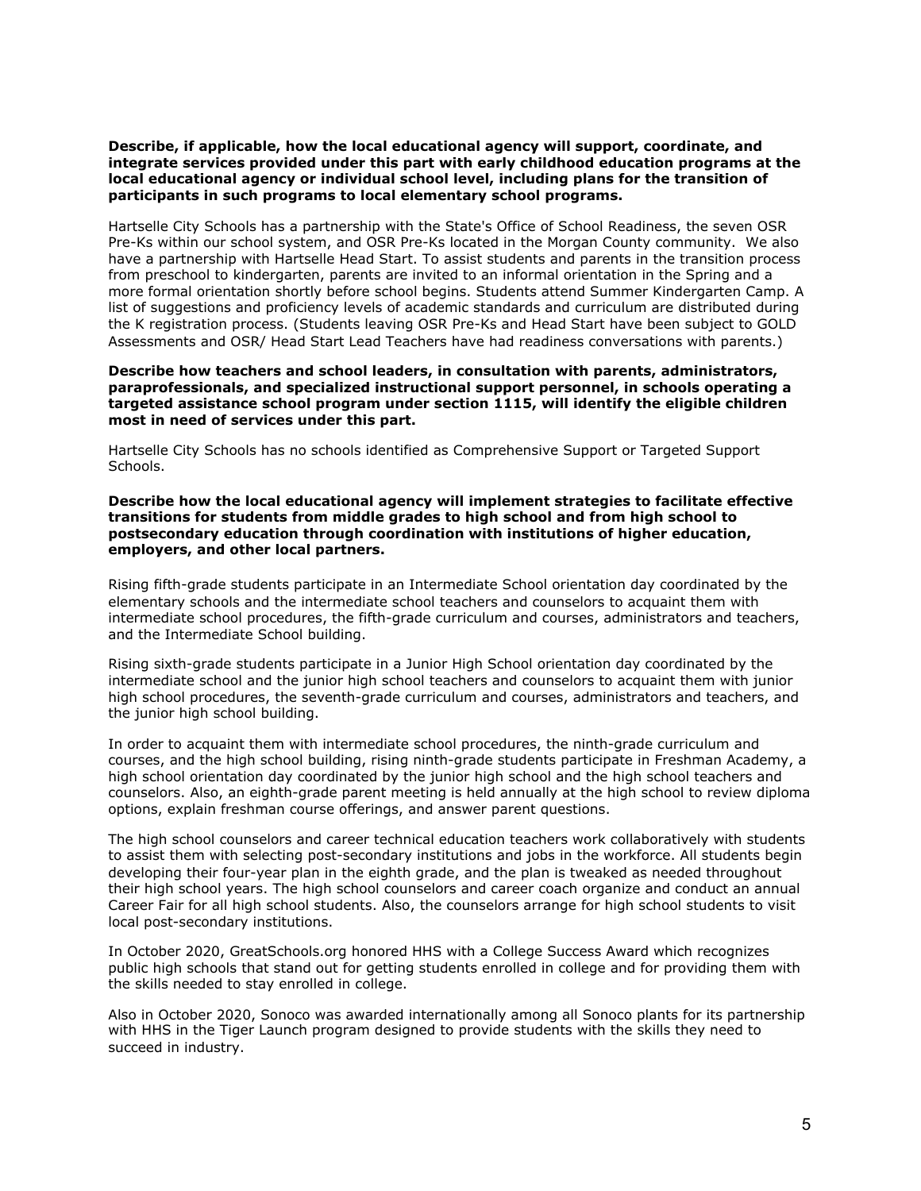**Describe, if applicable, how the local educational agency will support, coordinate, and integrate services provided under this part with early childhood education programs at the local educational agency or individual school level, including plans for the transition of participants in such programs to local elementary school programs.**

Hartselle City Schools has a partnership with the State's Office of School Readiness, the seven OSR Pre-Ks within our school system, and OSR Pre-Ks located in the Morgan County community. We also have a partnership with Hartselle Head Start. To assist students and parents in the transition process from preschool to kindergarten, parents are invited to an informal orientation in the Spring and a more formal orientation shortly before school begins. Students attend Summer Kindergarten Camp. A list of suggestions and proficiency levels of academic standards and curriculum are distributed during the K registration process. (Students leaving OSR Pre-Ks and Head Start have been subject to GOLD Assessments and OSR/ Head Start Lead Teachers have had readiness conversations with parents.)

**Describe how teachers and school leaders, in consultation with parents, administrators, paraprofessionals, and specialized instructional support personnel, in schools operating a targeted assistance school program under section 1115, will identify the eligible children most in need of services under this part.**

Hartselle City Schools has no schools identified as Comprehensive Support or Targeted Support Schools.

**Describe how the local educational agency will implement strategies to facilitate effective transitions for students from middle grades to high school and from high school to postsecondary education through coordination with institutions of higher education, employers, and other local partners.**

Rising fifth-grade students participate in an Intermediate School orientation day coordinated by the elementary schools and the intermediate school teachers and counselors to acquaint them with intermediate school procedures, the fifth-grade curriculum and courses, administrators and teachers, and the Intermediate School building.

Rising sixth-grade students participate in a Junior High School orientation day coordinated by the intermediate school and the junior high school teachers and counselors to acquaint them with junior high school procedures, the seventh-grade curriculum and courses, administrators and teachers, and the junior high school building.

In order to acquaint them with intermediate school procedures, the ninth-grade curriculum and courses, and the high school building, rising ninth-grade students participate in Freshman Academy, a high school orientation day coordinated by the junior high school and the high school teachers and counselors. Also, an eighth-grade parent meeting is held annually at the high school to review diploma options, explain freshman course offerings, and answer parent questions.

The high school counselors and career technical education teachers work collaboratively with students to assist them with selecting post-secondary institutions and jobs in the workforce. All students begin developing their four-year plan in the eighth grade, and the plan is tweaked as needed throughout their high school years. The high school counselors and career coach organize and conduct an annual Career Fair for all high school students. Also, the counselors arrange for high school students to visit local post-secondary institutions.

In October 2020, GreatSchools.org honored HHS with a College Success Award which recognizes public high schools that stand out for getting students enrolled in college and for providing them with the skills needed to stay enrolled in college.

Also in October 2020, Sonoco was awarded internationally among all Sonoco plants for its partnership with HHS in the Tiger Launch program designed to provide students with the skills they need to succeed in industry.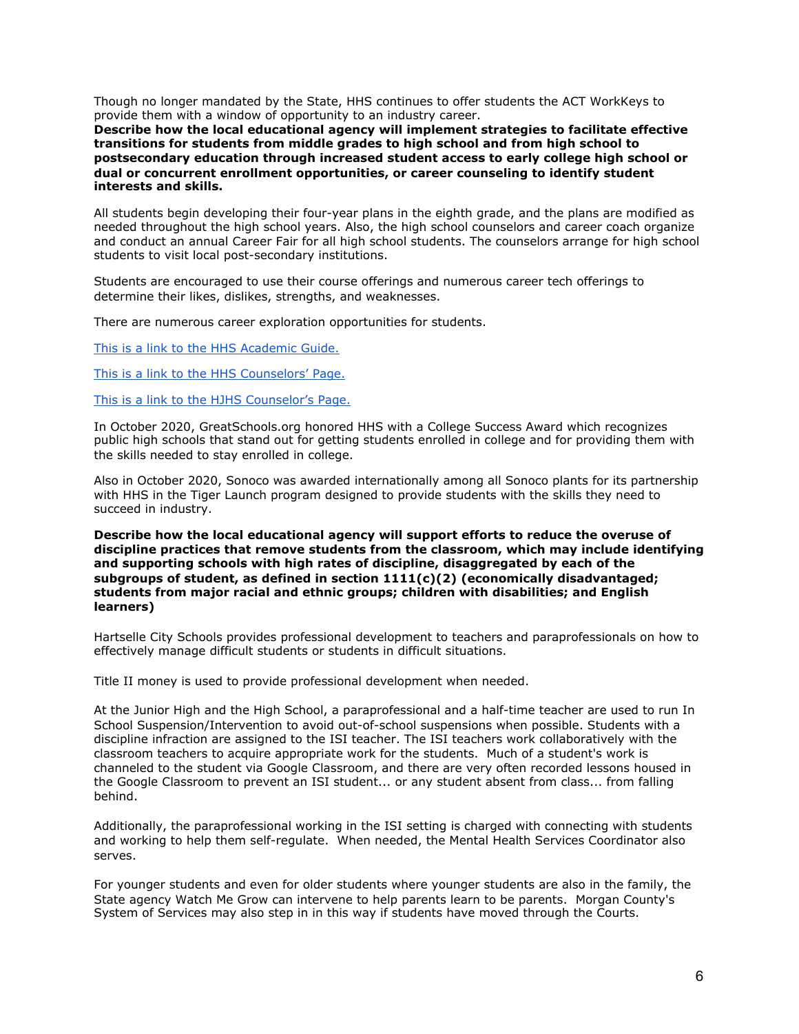Though no longer mandated by the State, HHS continues to offer students the ACT WorkKeys to provide them with a window of opportunity to an industry career.

**Describe how the local educational agency will implement strategies to facilitate effective transitions for students from middle grades to high school and from high school to postsecondary education through increased student access to early college high school or dual or concurrent enrollment opportunities, or career counseling to identify student interests and skills.**

All students begin developing their four-year plans in the eighth grade, and the plans are modified as needed throughout the high school years. Also, the high school counselors and career coach organize and conduct an annual Career Fair for all high school students. The counselors arrange for high school students to visit local post-secondary institutions.

Students are encouraged to use their course offerings and numerous career tech offerings to determine their likes, dislikes, strengths, and weaknesses.

There are numerous career exploration opportunities for students.

[This is a link to the HHS Academic Guide.]

[This is a link to the HHS Counselors' Page.]

[This is a link to the HJHS Counselor's Page.]

In October 2020, GreatSchools.org honored HHS with a College Success Award which recognizes public high schools that stand out for getting students enrolled in college and for providing them with the skills needed to stay enrolled in college.

Also in October 2020, Sonoco was awarded internationally among all Sonoco plants for its partnership with HHS in the Tiger Launch program designed to provide students with the skills they need to succeed in industry.

**Describe how the local educational agency will support efforts to reduce the overuse of discipline practices that remove students from the classroom, which may include identifying and supporting schools with high rates of discipline, disaggregated by each of the subgroups of student, as defined in section 1111(c)(2) (economically disadvantaged; students from major racial and ethnic groups; children with disabilities; and English learners)**

Hartselle City Schools provides professional development to teachers and paraprofessionals on how to effectively manage difficult students or students in difficult situations.

Title II money is used to provide professional development when needed.

At the Junior High and the High School, a paraprofessional and a half-time teacher are used to run In School Suspension/Intervention to avoid out-of-school suspensions when possible. Students with a discipline infraction are assigned to the ISI teacher. The ISI teachers work collaboratively with the classroom teachers to acquire appropriate work for the students. Much of a student's work is channeled to the student via Google Classroom, and there are very often recorded lessons housed in the Google Classroom to prevent an ISI student... or any student absent from class... from falling behind.

Additionally, the paraprofessional working in the ISI setting is charged with connecting with students and working to help them self-regulate. When needed, the Mental Health Services Coordinator also serves.

For younger students and even for older students where younger students are also in the family, the State agency Watch Me Grow can intervene to help parents learn to be parents. Morgan County's System of Services may also step in in this way if students have moved through the Courts.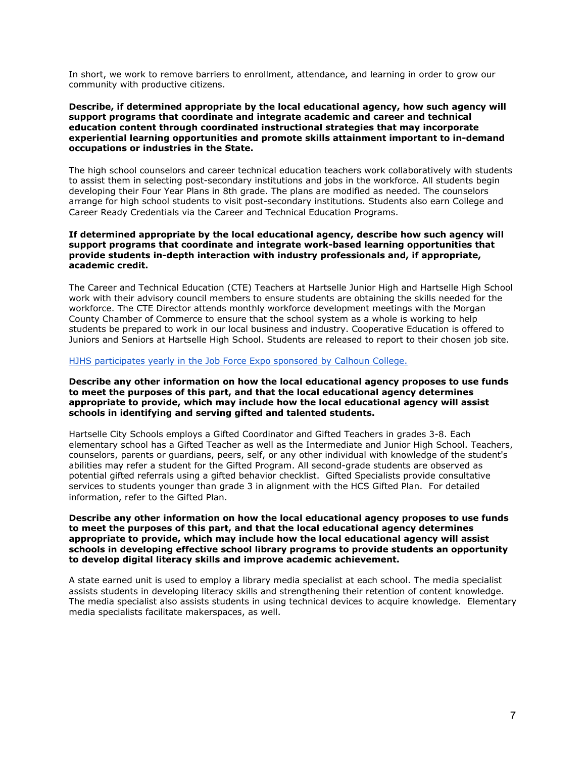In short, we work to remove barriers to enrollment, attendance, and learning in order to grow our community with productive citizens.

**Describe, if determined appropriate by the local educational agency, how such agency will support programs that coordinate and integrate academic and career and technical education content through coordinated instructional strategies that may incorporate experiential learning opportunities and promote skills attainment important to in-demand occupations or industries in the State.**

The high school counselors and career technical education teachers work collaboratively with students to assist them in selecting post-secondary institutions and jobs in the workforce. All students begin developing their Four Year Plans in 8th grade. The plans are modified as needed. The counselors arrange for high school students to visit post-secondary institutions. Students also earn College and Career Ready Credentials via the Career and Technical Education Programs.

**If determined appropriate by the local educational agency, describe how such agency will support programs that coordinate and integrate work-based learning opportunities that provide students in-depth interaction with industry professionals and, if appropriate, academic credit.**

The Career and Technical Education (CTE) Teachers at Hartselle Junior High and Hartselle High School work with their advisory council members to ensure students are obtaining the skills needed for the workforce. The CTE Director attends monthly workforce development meetings with the Morgan County Chamber of Commerce to ensure that the school system as a whole is working to help students be prepared to work in our local business and industry. Cooperative Education is offered to Juniors and Seniors at Hartselle High School. Students are released to report to their chosen job site.

HJHS participates yearly in the Job Force Expo sponsored by Calhoun College.

**Describe any other information on how the local educational agency proposes to use funds to meet the purposes of this part, and that the local educational agency determines appropriate to provide, which may include how the local educational agency will assist schools in identifying and serving gifted and talented students.**

Hartselle City Schools employs a Gifted Coordinator and Gifted Teachers in grades 3-8. Each elementary school has a Gifted Teacher as well as the Intermediate and Junior High School. Teachers, counselors, parents or guardians, peers, self, or any other individual with knowledge of the student's abilities may refer a student for the Gifted Program. All second-grade students are observed as potential gifted referrals using a gifted behavior checklist. Gifted Specialists provide consultative services to students younger than grade 3 in alignment with the HCS Gifted Plan. For detailed information, refer to the Gifted Plan.

**Describe any other information on how the local educational agency proposes to use funds to meet the purposes of this part, and that the local educational agency determines appropriate to provide, which may include how the local educational agency will assist schools in developing effective school library programs to provide students an opportunity to develop digital literacy skills and improve academic achievement.**

A state earned unit is used to employ a library media specialist at each school. The media specialist assists students in developing literacy skills and strengthening their retention of content knowledge. The media specialist also assists students in using technical devices to acquire knowledge. Elementary media specialists facilitate makerspaces, as well.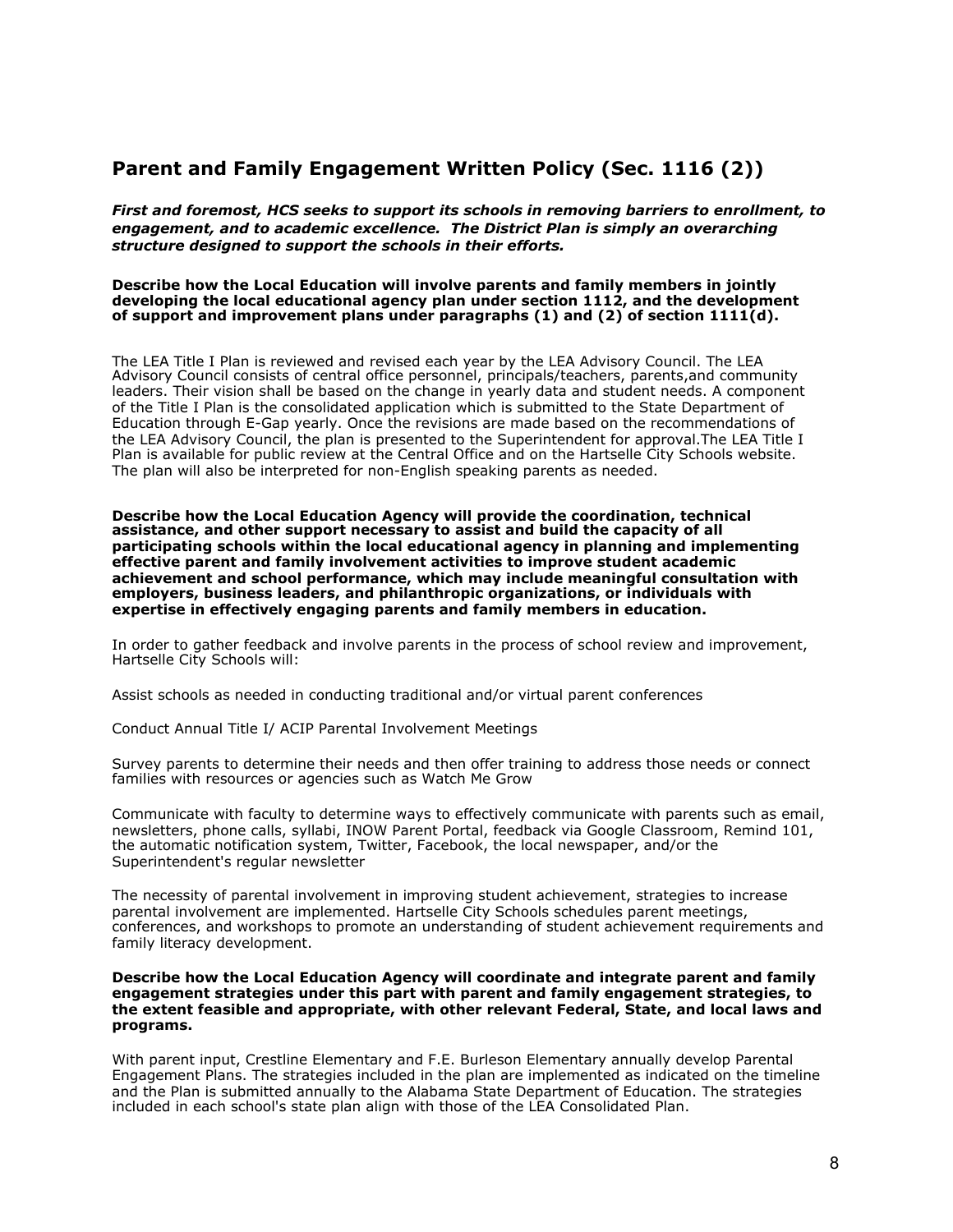## Parent and Family Engagement Written Policy (Sec. 1116 (2))

***First and foremost, HCS seeks to support its schools in removing barriers to enrollment, to engagement, and to academic excellence. The District Plan is simply an overarching structure designed to support the schools in their efforts.***

**Describe how the Local Education will involve parents and family members in jointly developing the local educational agency plan under section 1112, and the development of support and improvement plans under paragraphs (1) and (2) of section 1111(d).**

The LEA Title I Plan is reviewed and revised each year by the LEA Advisory Council. The LEA Advisory Council consists of central office personnel, principals/teachers, parents,and community leaders. Their vision shall be based on the change in yearly data and student needs. A component of the Title I Plan is the consolidated application which is submitted to the State Department of Education through E-Gap yearly. Once the revisions are made based on the recommendations of the LEA Advisory Council, the plan is presented to the Superintendent for approval.The LEA Title I Plan is available for public review at the Central Office and on the Hartselle City Schools website. The plan will also be interpreted for non-English speaking parents as needed.

**Describe how the Local Education Agency will provide the coordination, technical assistance, and other support necessary to assist and build the capacity of all participating schools within the local educational agency in planning and implementing effective parent and family involvement activities to improve student academic achievement and school performance, which may include meaningful consultation with employers, business leaders, and philanthropic organizations, or individuals with expertise in effectively engaging parents and family members in education.**

In order to gather feedback and involve parents in the process of school review and improvement, Hartselle City Schools will:

Assist schools as needed in conducting traditional and/or virtual parent conferences

Conduct Annual Title I/ ACIP Parental Involvement Meetings

Survey parents to determine their needs and then offer training to address those needs or connect families with resources or agencies such as Watch Me Grow

Communicate with faculty to determine ways to effectively communicate with parents such as email, newsletters, phone calls, syllabi, INOW Parent Portal, feedback via Google Classroom, Remind 101, the automatic notification system, Twitter, Facebook, the local newspaper, and/or the Superintendent's regular newsletter

The necessity of parental involvement in improving student achievement, strategies to increase parental involvement are implemented. Hartselle City Schools schedules parent meetings, conferences, and workshops to promote an understanding of student achievement requirements and family literacy development.

**Describe how the Local Education Agency will coordinate and integrate parent and family engagement strategies under this part with parent and family engagement strategies, to the extent feasible and appropriate, with other relevant Federal, State, and local laws and programs.**

With parent input, Crestline Elementary and F.E. Burleson Elementary annually develop Parental Engagement Plans. The strategies included in the plan are implemented as indicated on the timeline and the Plan is submitted annually to the Alabama State Department of Education. The strategies included in each school's state plan align with those of the LEA Consolidated Plan.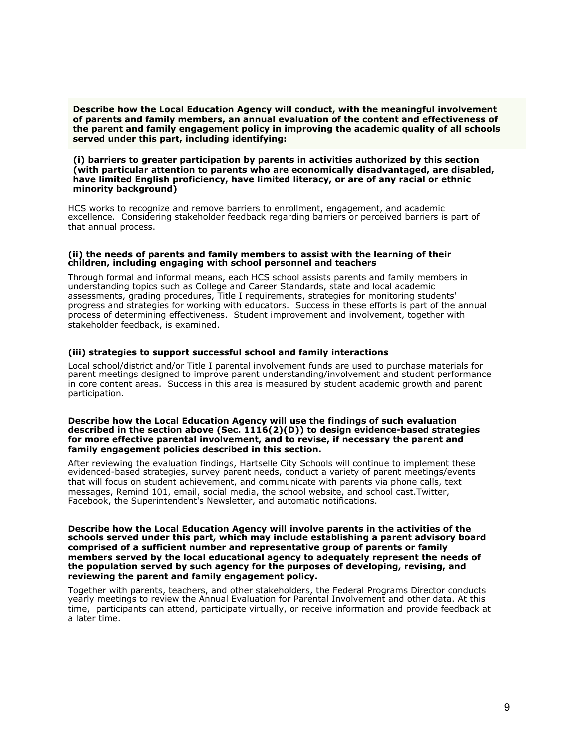**Describe how the Local Education Agency will conduct, with the meaningful involvement of parents and family members, an annual evaluation of the content and effectiveness of the parent and family engagement policy in improving the academic quality of all schools served under this part, including identifying:**

**(i) barriers to greater participation by parents in activities authorized by this section (with particular attention to parents who are economically disadvantaged, are disabled, have limited English proficiency, have limited literacy, or are of any racial or ethnic minority background)**

HCS works to recognize and remove barriers to enrollment, engagement, and academic excellence. Considering stakeholder feedback regarding barriers or perceived barriers is part of that annual process.

**(ii) the needs of parents and family members to assist with the learning of their children, including engaging with school personnel and teachers**

Through formal and informal means, each HCS school assists parents and family members in understanding topics such as College and Career Standards, state and local academic assessments, grading procedures, Title I requirements, strategies for monitoring students' progress and strategies for working with educators. Success in these efforts is part of the annual process of determining effectiveness. Student improvement and involvement, together with stakeholder feedback, is examined.

**(iii) strategies to support successful school and family interactions**

Local school/district and/or Title I parental involvement funds are used to purchase materials for parent meetings designed to improve parent understanding/involvement and student performance in core content areas. Success in this area is measured by student academic growth and parent participation.

**Describe how the Local Education Agency will use the findings of such evaluation described in the section above (Sec. 1116(2)(D)) to design evidence-based strategies for more effective parental involvement, and to revise, if necessary the parent and family engagement policies described in this section.**

After reviewing the evaluation findings, Hartselle City Schools will continue to implement these evidenced-based strategies, survey parent needs, conduct a variety of parent meetings/events that will focus on student achievement, and communicate with parents via phone calls, text messages, Remind 101, email, social media, the school website, and school cast.Twitter, Facebook, the Superintendent's Newsletter, and automatic notifications.

**Describe how the Local Education Agency will involve parents in the activities of the schools served under this part, which may include establishing a parent advisory board comprised of a sufficient number and representative group of parents or family members served by the local educational agency to adequately represent the needs of the population served by such agency for the purposes of developing, revising, and reviewing the parent and family engagement policy.**

Together with parents, teachers, and other stakeholders, the Federal Programs Director conducts yearly meetings to review the Annual Evaluation for Parental Involvement and other data. At this time, participants can attend, participate virtually, or receive information and provide feedback at a later time.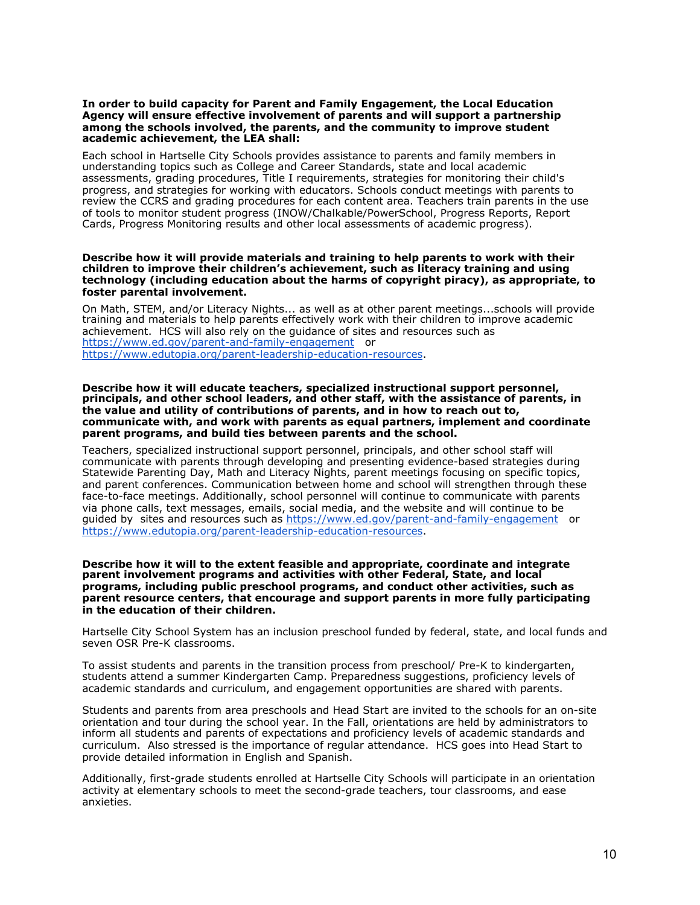**In order to build capacity for Parent and Family Engagement, the Local Education Agency will ensure effective involvement of parents and will support a partnership among the schools involved, the parents, and the community to improve student academic achievement, the LEA shall:**

Each school in Hartselle City Schools provides assistance to parents and family members in understanding topics such as College and Career Standards, state and local academic assessments, grading procedures, Title I requirements, strategies for monitoring their child's progress, and strategies for working with educators. Schools conduct meetings with parents to review the CCRS and grading procedures for each content area. Teachers train parents in the use of tools to monitor student progress (INOW/Chalkable/PowerSchool, Progress Reports, Report Cards, Progress Monitoring results and other local assessments of academic progress).

**Describe how it will provide materials and training to help parents to work with their children to improve their children's achievement, such as literacy training and using technology (including education about the harms of copyright piracy), as appropriate, to foster parental involvement.**

On Math, STEM, and/or Literacy Nights... as well as at other parent meetings...schools will provide training and materials to help parents effectively work with their children to improve academic achievement. HCS will also rely on the guidance of sites and resources such as https://www.ed.gov/parent-and-family-engagement or https://www.edutopia.org/parent-leadership-education-resources.

**Describe how it will educate teachers, specialized instructional support personnel, principals, and other school leaders, and other staff, with the assistance of parents, in the value and utility of contributions of parents, and in how to reach out to, communicate with, and work with parents as equal partners, implement and coordinate parent programs, and build ties between parents and the school.**

Teachers, specialized instructional support personnel, principals, and other school staff will communicate with parents through developing and presenting evidence-based strategies during Statewide Parenting Day, Math and Literacy Nights, parent meetings focusing on specific topics, and parent conferences. Communication between home and school will strengthen through these face-to-face meetings. Additionally, school personnel will continue to communicate with parents via phone calls, text messages, emails, social media, and the website and will continue to be guided by sites and resources such as https://www.ed.gov/parent-and-family-engagement or https://www.edutopia.org/parent-leadership-education-resources.

**Describe how it will to the extent feasible and appropriate, coordinate and integrate parent involvement programs and activities with other Federal, State, and local programs, including public preschool programs, and conduct other activities, such as parent resource centers, that encourage and support parents in more fully participating in the education of their children.**

Hartselle City School System has an inclusion preschool funded by federal, state, and local funds and seven OSR Pre-K classrooms.

To assist students and parents in the transition process from preschool/ Pre-K to kindergarten, students attend a summer Kindergarten Camp. Preparedness suggestions, proficiency levels of academic standards and curriculum, and engagement opportunities are shared with parents.

Students and parents from area preschools and Head Start are invited to the schools for an on-site orientation and tour during the school year. In the Fall, orientations are held by administrators to inform all students and parents of expectations and proficiency levels of academic standards and curriculum. Also stressed is the importance of regular attendance. HCS goes into Head Start to provide detailed information in English and Spanish.

Additionally, first-grade students enrolled at Hartselle City Schools will participate in an orientation activity at elementary schools to meet the second-grade teachers, tour classrooms, and ease anxieties.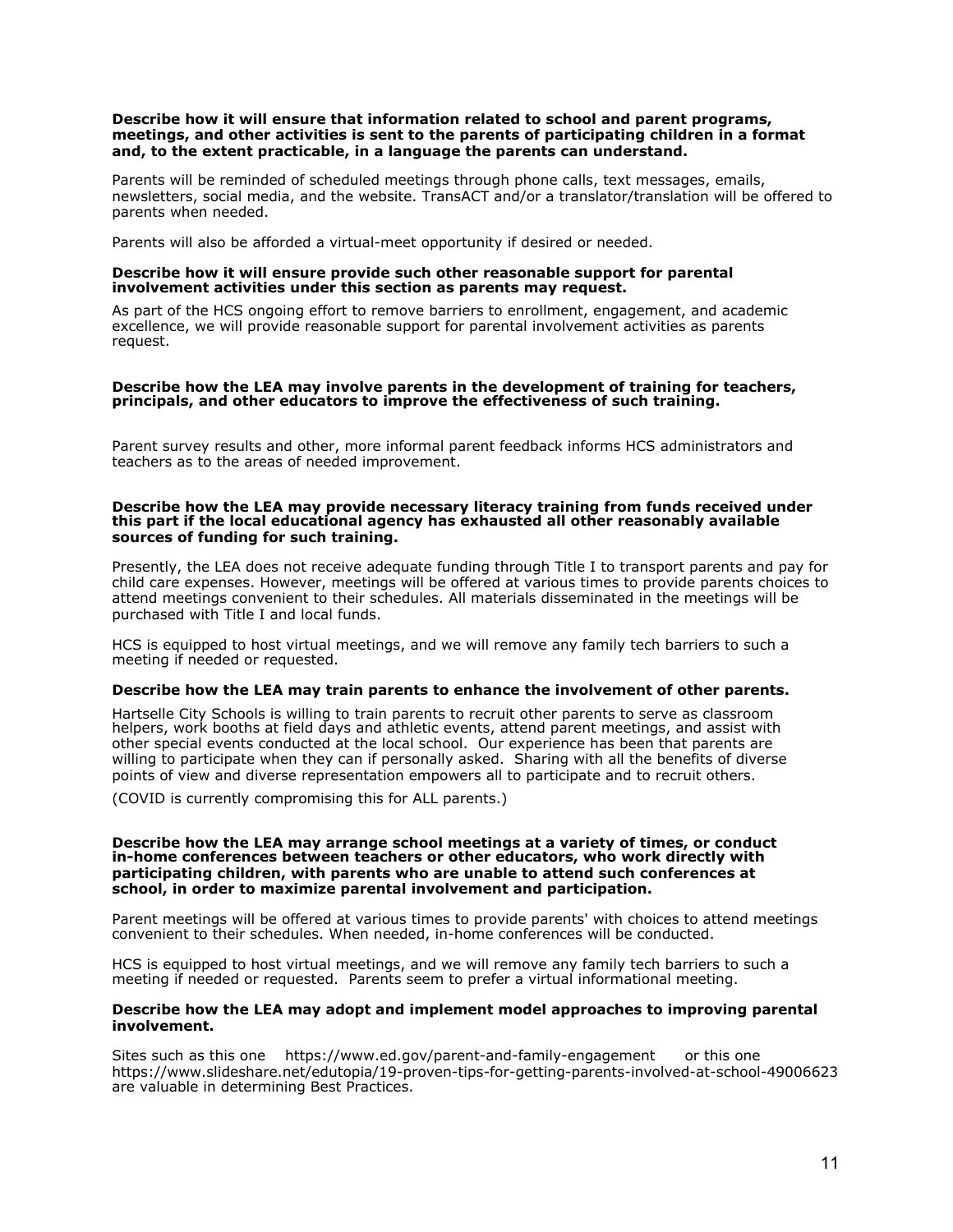**Describe how it will ensure that information related to school and parent programs, meetings, and other activities is sent to the parents of participating children in a format and, to the extent practicable, in a language the parents can understand.**

Parents will be reminded of scheduled meetings through phone calls, text messages, emails, newsletters, social media, and the website. TransACT and/or a translator/translation will be offered to parents when needed.

Parents will also be afforded a virtual-meet opportunity if desired or needed.

**Describe how it will ensure provide such other reasonable support for parental involvement activities under this section as parents may request.**

As part of the HCS ongoing effort to remove barriers to enrollment, engagement, and academic excellence, we will provide reasonable support for parental involvement activities as parents request.

**Describe how the LEA may involve parents in the development of training for teachers, principals, and other educators to improve the effectiveness of such training.**

Parent survey results and other, more informal parent feedback informs HCS administrators and teachers as to the areas of needed improvement.

**Describe how the LEA may provide necessary literacy training from funds received under this part if the local educational agency has exhausted all other reasonably available sources of funding for such training.**

Presently, the LEA does not receive adequate funding through Title I to transport parents and pay for child care expenses. However, meetings will be offered at various times to provide parents choices to attend meetings convenient to their schedules. All materials disseminated in the meetings will be purchased with Title I and local funds.

HCS is equipped to host virtual meetings, and we will remove any family tech barriers to such a meeting if needed or requested.

**Describe how the LEA may train parents to enhance the involvement of other parents.**

Hartselle City Schools is willing to train parents to recruit other parents to serve as classroom helpers, work booths at field days and athletic events, attend parent meetings, and assist with other special events conducted at the local school. Our experience has been that parents are willing to participate when they can if personally asked. Sharing with all the benefits of diverse points of view and diverse representation empowers all to participate and to recruit others.

(COVID is currently compromising this for ALL parents.)

**Describe how the LEA may arrange school meetings at a variety of times, or conduct in-home conferences between teachers or other educators, who work directly with participating children, with parents who are unable to attend such conferences at school, in order to maximize parental involvement and participation.**

Parent meetings will be offered at various times to provide parents' with choices to attend meetings convenient to their schedules. When needed, in-home conferences will be conducted.

HCS is equipped to host virtual meetings, and we will remove any family tech barriers to such a meeting if needed or requested. Parents seem to prefer a virtual informational meeting.

**Describe how the LEA may adopt and implement model approaches to improving parental involvement.**

Sites such as this one https://www.ed.gov/parent-and-family-engagement or this one https://www.slideshare.net/edutopia/19-proven-tips-for-getting-parents-involved-at-school-49006623 are valuable in determining Best Practices.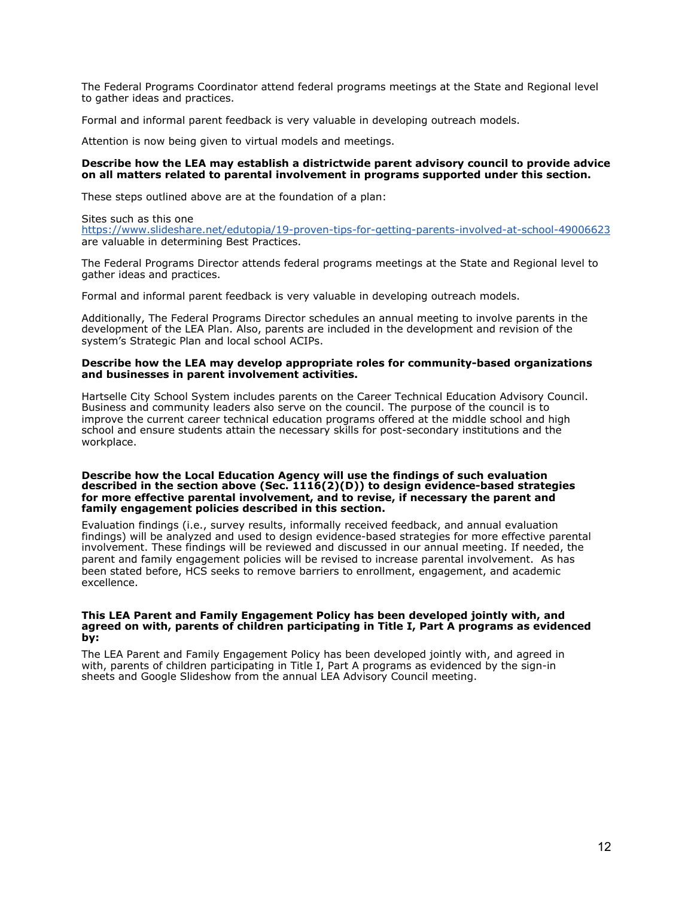The Federal Programs Coordinator attend federal programs meetings at the State and Regional level to gather ideas and practices.

Formal and informal parent feedback is very valuable in developing outreach models.

Attention is now being given to virtual models and meetings.

**Describe how the LEA may establish a districtwide parent advisory council to provide advice on all matters related to parental involvement in programs supported under this section.**

These steps outlined above are at the foundation of a plan:

Sites such as this one
https://www.slideshare.net/edutopia/19-proven-tips-for-getting-parents-involved-at-school-49006623 are valuable in determining Best Practices.

The Federal Programs Director attends federal programs meetings at the State and Regional level to gather ideas and practices.

Formal and informal parent feedback is very valuable in developing outreach models.

Additionally, The Federal Programs Director schedules an annual meeting to involve parents in the development of the LEA Plan. Also, parents are included in the development and revision of the system's Strategic Plan and local school ACIPs.

**Describe how the LEA may develop appropriate roles for community-based organizations and businesses in parent involvement activities.**

Hartselle City School System includes parents on the Career Technical Education Advisory Council. Business and community leaders also serve on the council. The purpose of the council is to improve the current career technical education programs offered at the middle school and high school and ensure students attain the necessary skills for post-secondary institutions and the workplace.

**Describe how the Local Education Agency will use the findings of such evaluation described in the section above (Sec. 1116(2)(D)) to design evidence-based strategies for more effective parental involvement, and to revise, if necessary the parent and family engagement policies described in this section.**

Evaluation findings (i.e., survey results, informally received feedback, and annual evaluation findings) will be analyzed and used to design evidence-based strategies for more effective parental involvement. These findings will be reviewed and discussed in our annual meeting. If needed, the parent and family engagement policies will be revised to increase parental involvement. As has been stated before, HCS seeks to remove barriers to enrollment, engagement, and academic excellence.

**This LEA Parent and Family Engagement Policy has been developed jointly with, and agreed on with, parents of children participating in Title I, Part A programs as evidenced by:**

The LEA Parent and Family Engagement Policy has been developed jointly with, and agreed in with, parents of children participating in Title I, Part A programs as evidenced by the sign-in sheets and Google Slideshow from the annual LEA Advisory Council meeting.